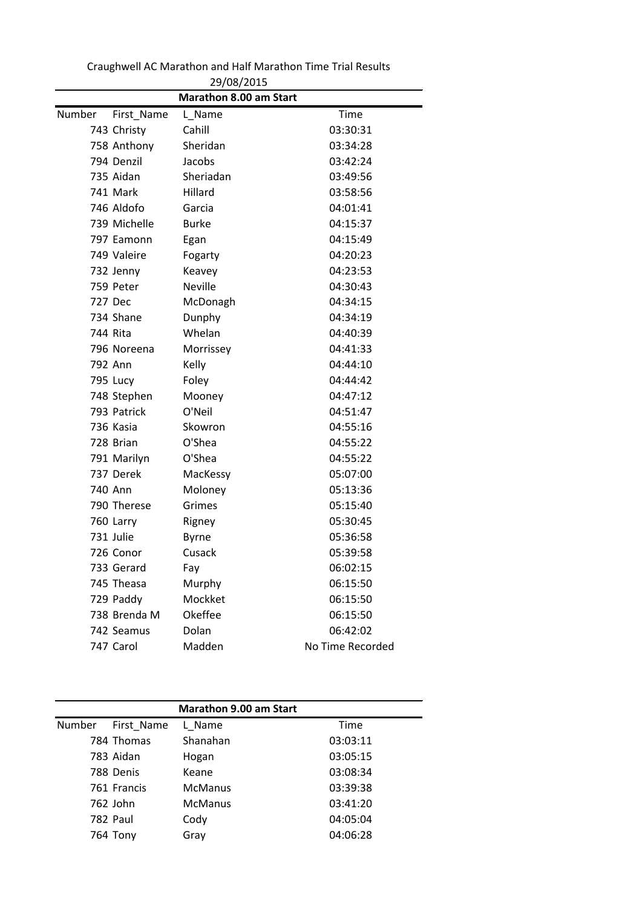Craughwell AC Marathon and Half Marathon Time Trial Results

29/08/2015

## Marathon 8.00 am Start

| Number | First_Name | L_Name | Time |
|---|---|---|---|
| 743 | Christy | Cahill | 03:30:31 |
| 758 | Anthony | Sheridan | 03:34:28 |
| 794 | Denzil | Jacobs | 03:42:24 |
| 735 | Aidan | Sheriadan | 03:49:56 |
| 741 | Mark | Hillard | 03:58:56 |
| 746 | Aldofo | Garcia | 04:01:41 |
| 739 | Michelle | Burke | 04:15:37 |
| 797 | Eamonn | Egan | 04:15:49 |
| 749 | Valeire | Fogarty | 04:20:23 |
| 732 | Jenny | Keavey | 04:23:53 |
| 759 | Peter | Neville | 04:30:43 |
| 727 | Dec | McDonagh | 04:34:15 |
| 734 | Shane | Dunphy | 04:34:19 |
| 744 | Rita | Whelan | 04:40:39 |
| 796 | Noreena | Morrissey | 04:41:33 |
| 792 | Ann | Kelly | 04:44:10 |
| 795 | Lucy | Foley | 04:44:42 |
| 748 | Stephen | Mooney | 04:47:12 |
| 793 | Patrick | O'Neil | 04:51:47 |
| 736 | Kasia | Skowron | 04:55:16 |
| 728 | Brian | O'Shea | 04:55:22 |
| 791 | Marilyn | O'Shea | 04:55:22 |
| 737 | Derek | MacKessy | 05:07:00 |
| 740 | Ann | Moloney | 05:13:36 |
| 790 | Therese | Grimes | 05:15:40 |
| 760 | Larry | Rigney | 05:30:45 |
| 731 | Julie | Byrne | 05:36:58 |
| 726 | Conor | Cusack | 05:39:58 |
| 733 | Gerard | Fay | 06:02:15 |
| 745 | Theasa | Murphy | 06:15:50 |
| 729 | Paddy | Mockket | 06:15:50 |
| 738 | Brenda M | Okeffee | 06:15:50 |
| 742 | Seamus | Dolan | 06:42:02 |
| 747 | Carol | Madden | No Time Recorded |

## Marathon 9.00 am Start

| Number | First_Name | L_Name | Time |
|---|---|---|---|
| 784 | Thomas | Shanahan | 03:03:11 |
| 783 | Aidan | Hogan | 03:05:15 |
| 788 | Denis | Keane | 03:08:34 |
| 761 | Francis | McManus | 03:39:38 |
| 762 | John | McManus | 03:41:20 |
| 782 | Paul | Cody | 04:05:04 |
| 764 | Tony | Gray | 04:06:28 |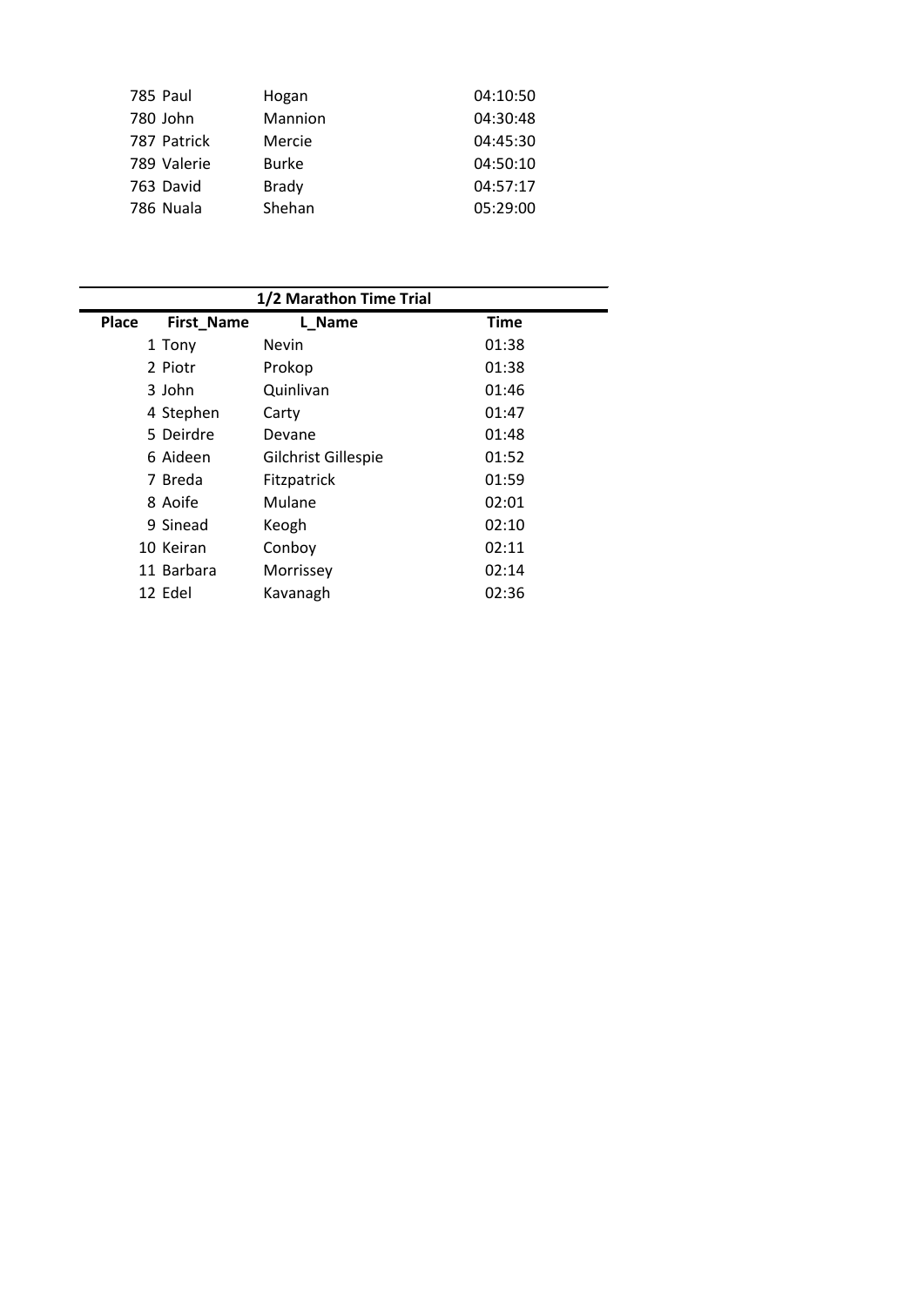| | | | |
|---|---|---|---|
| 785 | Paul | Hogan | 04:10:50 |
| 780 | John | Mannion | 04:30:48 |
| 787 | Patrick | Mercie | 04:45:30 |
| 789 | Valerie | Burke | 04:50:10 |
| 763 | David | Brady | 04:57:17 |
| 786 | Nuala | Shehan | 05:29:00 |

**1/2 Marathon Time Trial**

| Place | First_Name | L_Name | Time |
|---|---|---|---|
| 1 | Tony | Nevin | 01:38 |
| 2 | Piotr | Prokop | 01:38 |
| 3 | John | Quinlivan | 01:46 |
| 4 | Stephen | Carty | 01:47 |
| 5 | Deirdre | Devane | 01:48 |
| 6 | Aideen | Gilchrist Gillespie | 01:52 |
| 7 | Breda | Fitzpatrick | 01:59 |
| 8 | Aoife | Mulane | 02:01 |
| 9 | Sinead | Keogh | 02:10 |
| 10 | Keiran | Conboy | 02:11 |
| 11 | Barbara | Morrissey | 02:14 |
| 12 | Edel | Kavanagh | 02:36 |